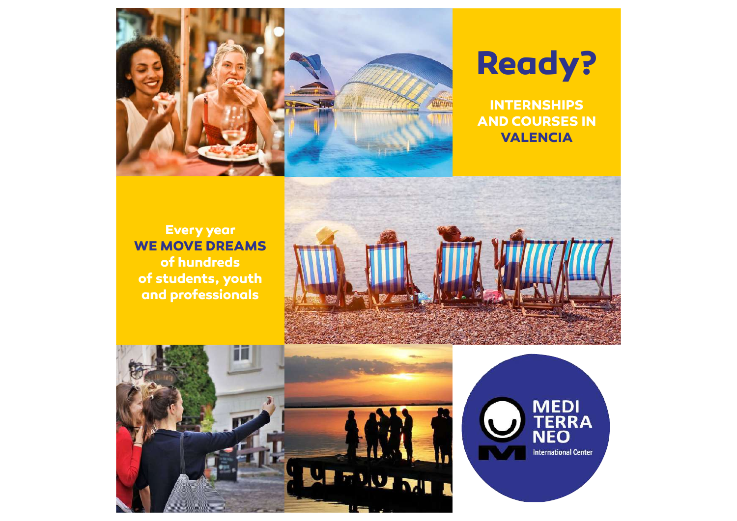# Ready?

## INTERNSHIPS AND COURSES IN VALENCIA

Every year **WE MOVE DREAMS** of hundreds of students, youth and professionals

MEDI TERRA NEO

International Center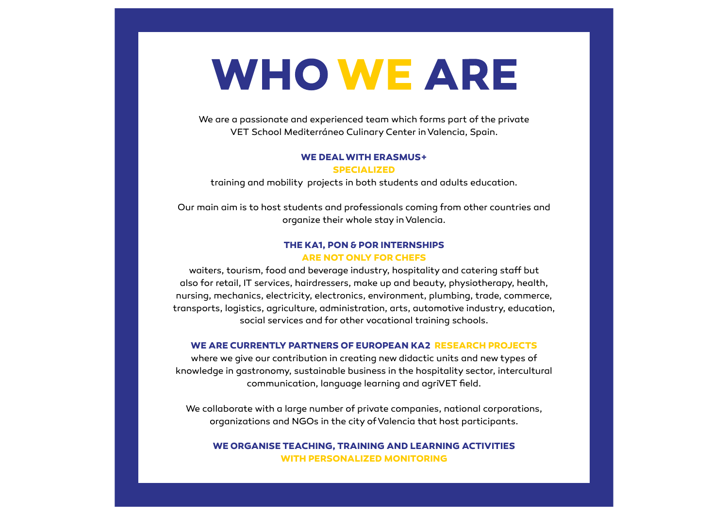# WHO WE ARE

We are a passionate and experienced team which forms part of the private VET School Mediterráneo Culinary Center in Valencia, Spain.

**WE DEAL WITH ERASMUS+**
**SPECIALIZED**
training and mobility  projects in both students and adults education.

Our main aim is to host students and professionals coming from other countries and organize their whole stay in Valencia.

**THE KA1, PON & POR INTERNSHIPS**
**ARE NOT ONLY FOR CHEFS**
waiters, tourism, food and beverage industry, hospitality and catering staff but also for retail, IT services, hairdressers, make up and beauty, physiotherapy, health, nursing, mechanics, electricity, electronics, environment, plumbing, trade, commerce, transports, logistics, agriculture, administration, arts, automotive industry, education, social services and for other vocational training schools.

**WE ARE CURRENTLY PARTNERS OF EUROPEAN KA2  RESEARCH PROJECTS**
where we give our contribution in creating new didactic units and new types of knowledge in gastronomy, sustainable business in the hospitality sector, intercultural communication, language learning and agriVET field.

We collaborate with a large number of private companies, national corporations, organizations and NGOs in the city of Valencia that host participants.

**WE ORGANISE TEACHING, TRAINING AND LEARNING ACTIVITIES**
**WITH PERSONALIZED MONITORING**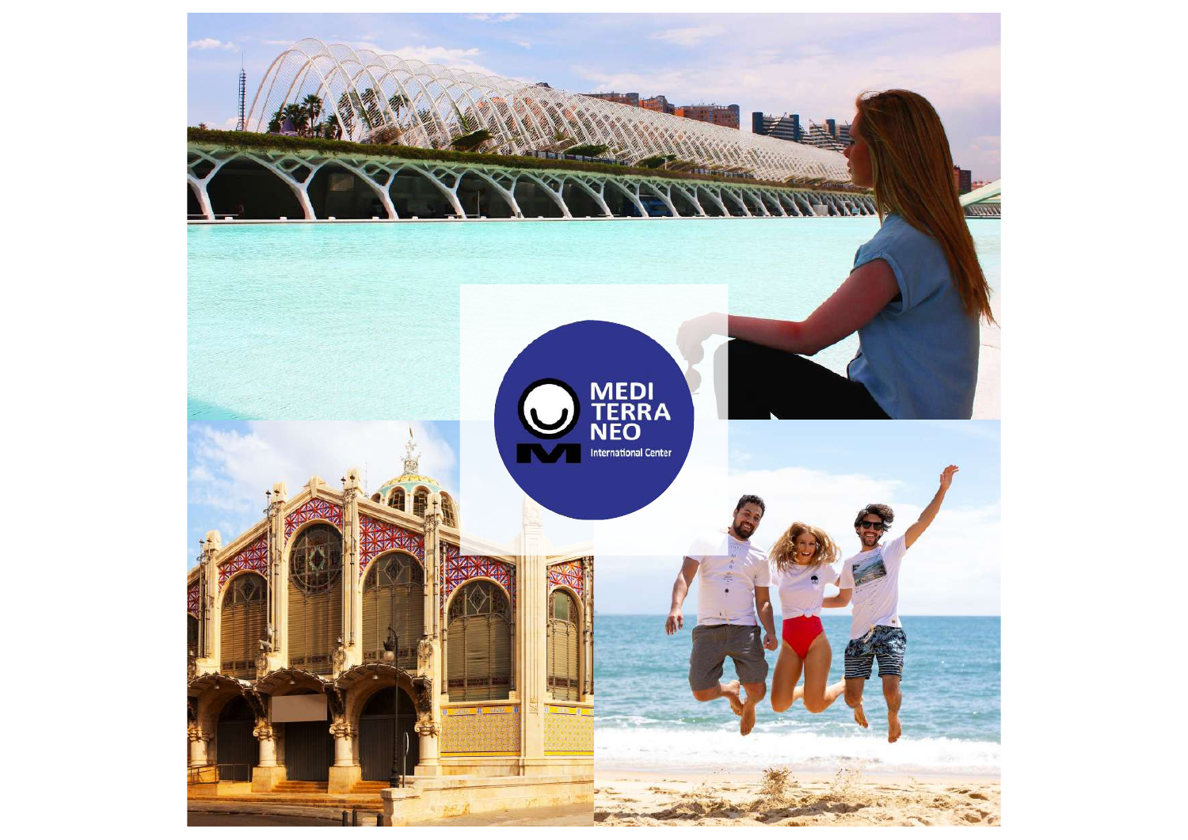MEDI TERRA NEO

International Center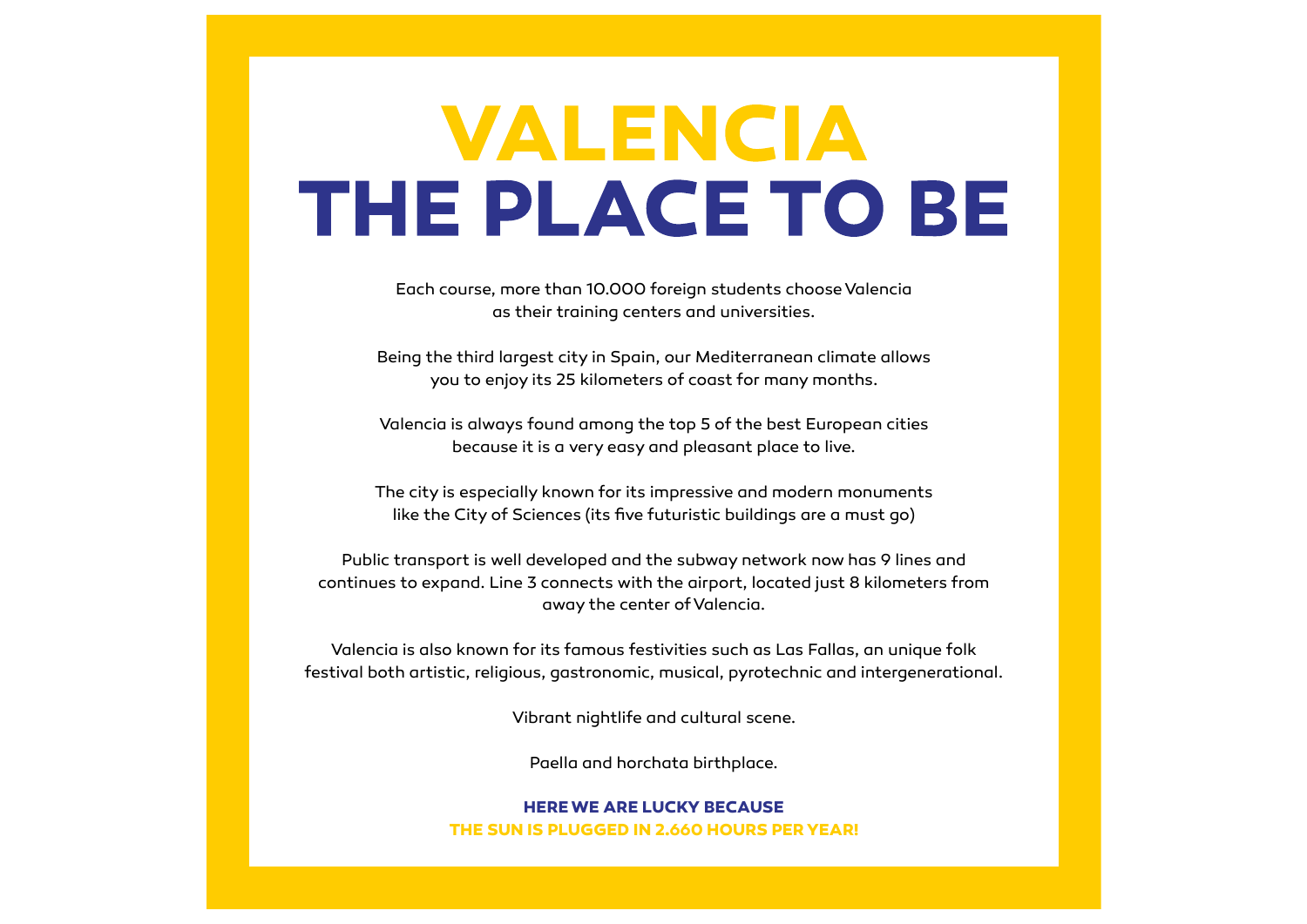# VALENCIA
# THE PLACE TO BE

Each course, more than 10.000 foreign students choose Valencia as their training centers and universities.

Being the third largest city in Spain, our Mediterranean climate allows you to enjoy its 25 kilometers of coast for many months.

Valencia is always found among the top 5 of the best European cities because it is a very easy and pleasant place to live.

The city is especially known for its impressive and modern monuments like the City of Sciences (its five futuristic buildings are a must go)

Public transport is well developed and the subway network now has 9 lines and continues to expand. Line 3 connects with the airport, located just 8 kilometers from away the center of Valencia.

Valencia is also known for its famous festivities such as Las Fallas, an unique folk festival both artistic, religious, gastronomic, musical, pyrotechnic and intergenerational.

Vibrant nightlife and cultural scene.

Paella and horchata birthplace.

**HERE WE ARE LUCKY BECAUSE**
**THE SUN IS PLUGGED IN 2.660 HOURS PER YEAR!**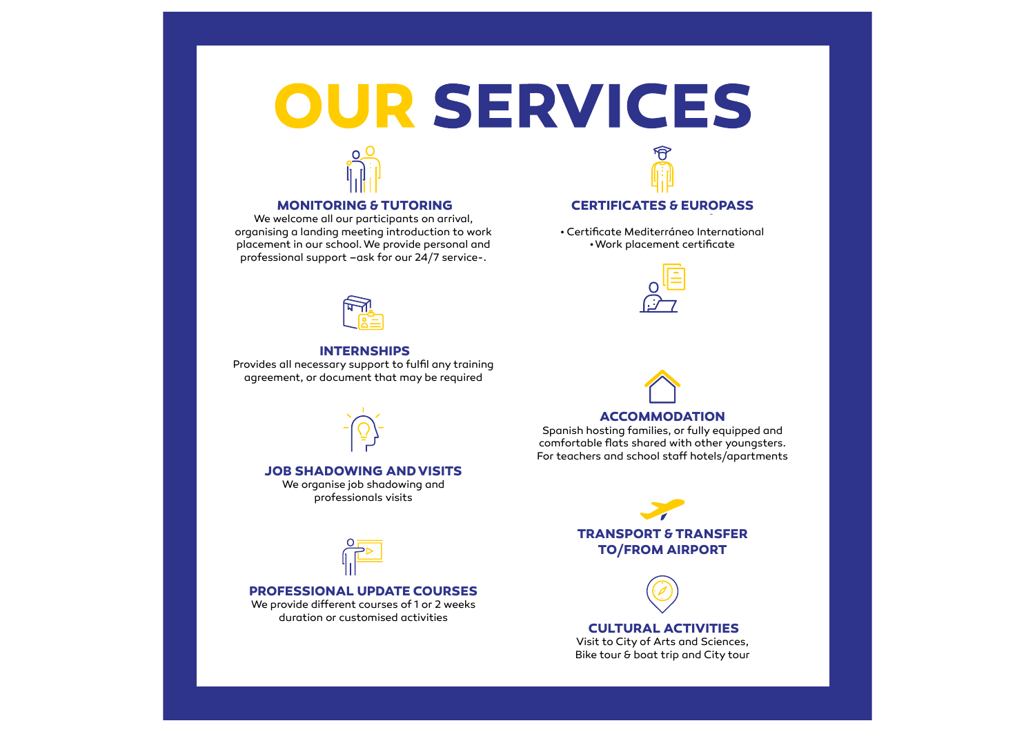# OUR SERVICES

### MONITORING & TUTORING

We welcome all our participants on arrival, organising a landing meeting introduction to work placement in our school. We provide personal and professional support –ask for our 24/7 service-.

### INTERNSHIPS

Provides all necessary support to fulfil any training agreement, or document that may be required

### JOB SHADOWING AND VISITS

We organise job shadowing and professionals visits

### PROFESSIONAL UPDATE COURSES

We provide different courses of 1 or 2 weeks duration or customised activities

### CERTIFICATES & EUROPASS

- Certificate Mediterráneo International
- Work placement certificate

### ACCOMMODATION

Spanish hosting families, or fully equipped and comfortable flats shared with other youngsters. For teachers and school staff hotels/apartments

### TRANSPORT & TRANSFER TO/FROM AIRPORT

### CULTURAL ACTIVITIES

Visit to City of Arts and Sciences, Bike tour & boat trip and City tour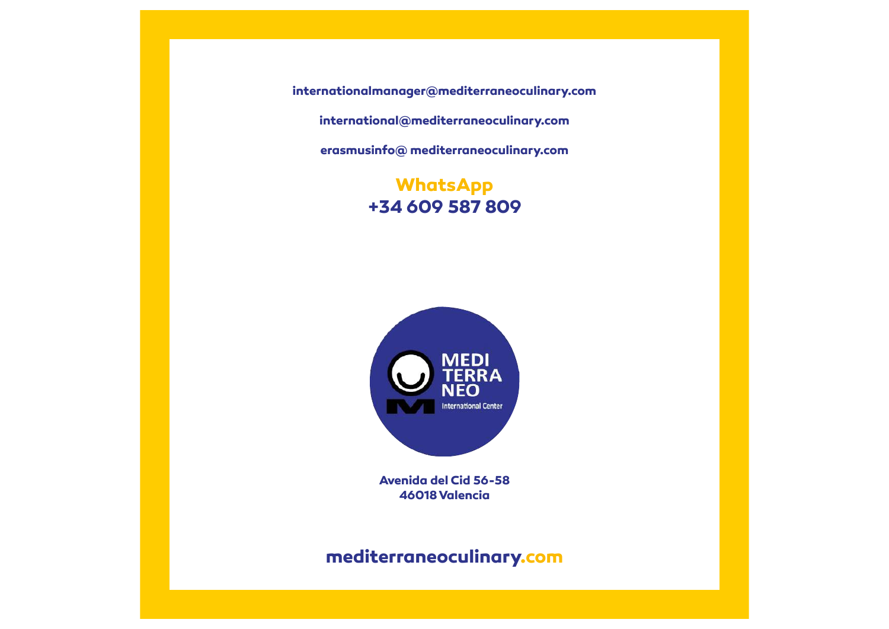internationalmanager@mediterraneoculinary.com

international@mediterraneoculinary.com

erasmusinfo@ mediterraneoculinary.com

**WhatsApp**
**+34 609 587 809**

MEDI
TERRA
NEO
International Center

**Avenida del Cid 56-58**
**46018 Valencia**

**mediterraneoculinary.com**